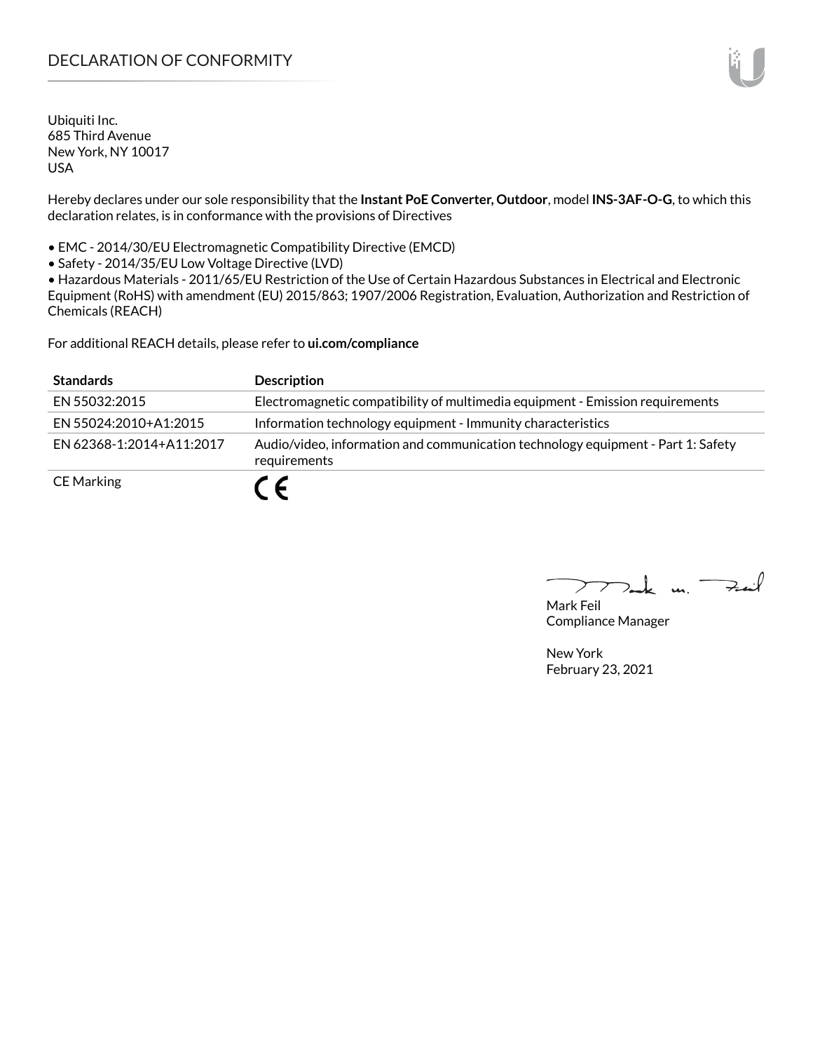# DECLARATION OF CONFORMITY

Ubiquiti Inc.
685 Third Avenue
New York, NY 10017
USA

Hereby declares under our sole responsibility that the **Instant PoE Converter, Outdoor**, model **INS-3AF-O-G**, to which this declaration relates, is in conformance with the provisions of Directives

- EMC - 2014/30/EU Electromagnetic Compatibility Directive (EMCD)
- Safety - 2014/35/EU Low Voltage Directive (LVD)
- Hazardous Materials - 2011/65/EU Restriction of the Use of Certain Hazardous Substances in Electrical and Electronic Equipment (RoHS) with amendment (EU) 2015/863; 1907/2006 Registration, Evaluation, Authorization and Restriction of Chemicals (REACH)

For additional REACH details, please refer to **ui.com/compliance**

| Standards | Description |
| --- | --- |
| EN 55032:2015 | Electromagnetic compatibility of multimedia equipment - Emission requirements |
| EN 55024:2010+A1:2015 | Information technology equipment - Immunity characteristics |
| EN 62368-1:2014+A11:2017 | Audio/video, information and communication technology equipment - Part 1: Safety requirements |
| CE Marking | CE |

Mark Feil
Compliance Manager

New York
February 23, 2021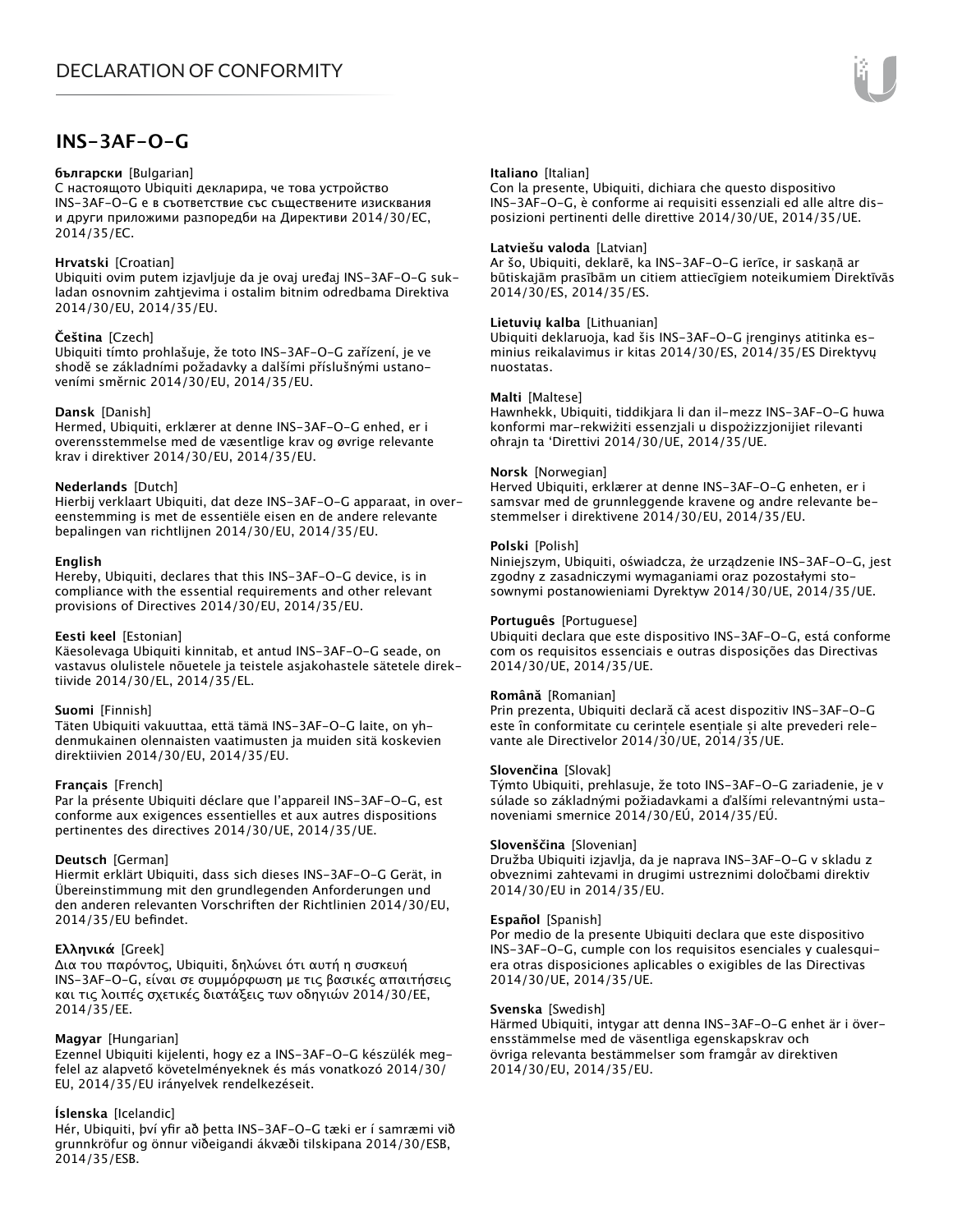# DECLARATION OF CONFORMITY

## INS-3AF-O-G

**български** [Bulgarian]
С настоящото Ubiquiti декларира, че това устройство INS-3AF-O-G е в съответствие със съществените изисквания и други приложими разпоредби на Директиви 2014/30/ЕС, 2014/35/ЕС.

**Hrvatski** [Croatian]
Ubiquiti ovim putem izjavljuje da je ovaj uređaj INS-3AF-O-G sukladan osnovnim zahtjevima i ostalim bitnim odredbama Direktiva 2014/30/EU, 2014/35/EU.

**Čeština** [Czech]
Ubiquiti tímto prohlašuje, že toto INS-3AF-O-G zařízení, je ve shodě se základními požadavky a dalšími příslušnými ustanoveními směrnic 2014/30/EU, 2014/35/EU.

**Dansk** [Danish]
Hermed, Ubiquiti, erklærer at denne INS-3AF-O-G enhed, er i overensstemmelse med de væsentlige krav og øvrige relevante krav i direktiver 2014/30/EU, 2014/35/EU.

**Nederlands** [Dutch]
Hierbij verklaart Ubiquiti, dat deze INS-3AF-O-G apparaat, in overeenstemming is met de essentiële eisen en de andere relevante bepalingen van richtlijnen 2014/30/EU, 2014/35/EU.

**English**
Hereby, Ubiquiti, declares that this INS-3AF-O-G device, is in compliance with the essential requirements and other relevant provisions of Directives 2014/30/EU, 2014/35/EU.

**Eesti keel** [Estonian]
Käesolevaga Ubiquiti kinnitab, et antud INS-3AF-O-G seade, on vastavus olulistele nõuetele ja teistele asjakohastele sätetele direktiivide 2014/30/EL, 2014/35/EL.

**Suomi** [Finnish]
Täten Ubiquiti vakuuttaa, että tämä INS-3AF-O-G laite, on yhdenmukainen olennaisten vaatimusten ja muiden sitä koskevien direktiivien 2014/30/EU, 2014/35/EU.

**Français** [French]
Par la présente Ubiquiti déclare que l'appareil INS-3AF-O-G, est conforme aux exigences essentielles et aux autres dispositions pertinentes des directives 2014/30/UE, 2014/35/UE.

**Deutsch** [German]
Hiermit erklärt Ubiquiti, dass sich dieses INS-3AF-O-G Gerät, in Übereinstimmung mit den grundlegenden Anforderungen und den anderen relevanten Vorschriften der Richtlinien 2014/30/EU, 2014/35/EU befindet.

**Ελληνικά** [Greek]
Δια του παρόντος, Ubiquiti, δηλώνει ότι αυτή η συσκευή INS-3AF-O-G, είναι σε συμμόρφωση με τις βασικές απαιτήσεις και τις λοιπές σχετικές διατάξεις των οδηγιών 2014/30/EE, 2014/35/EE.

**Magyar** [Hungarian]
Ezennel Ubiquiti kijelenti, hogy ez a INS-3AF-O-G készülék megfelel az alapvető követelményeknek és más vonatkozó 2014/30/EU, 2014/35/EU irányelvek rendelkezéseit.

**Íslenska** [Icelandic]
Hér, Ubiquiti, því yfir að þetta INS-3AF-O-G tæki er í samræmi við grunnkröfur og önnur viðeigandi ákvæði tilskipana 2014/30/ESB, 2014/35/ESB.

**Italiano** [Italian]
Con la presente, Ubiquiti, dichiara che questo dispositivo INS-3AF-O-G, è conforme ai requisiti essenziali ed alle altre disposizioni pertinenti delle direttive 2014/30/UE, 2014/35/UE.

**Latviešu valoda** [Latvian]
Ar šo, Ubiquiti, deklarē, ka INS-3AF-O-G ierīce, ir saskaņā ar būtiskajām prasībām un citiem attiecīgiem noteikumiem Direktīvās 2014/30/ES, 2014/35/ES.

**Lietuvių kalba** [Lithuanian]
Ubiquiti deklaruoja, kad šis INS-3AF-O-G įrenginys atitinka esminius reikalavimus ir kitas 2014/30/ES, 2014/35/ES Direktyvų nuostatas.

**Malti** [Maltese]
Hawnhekk, Ubiquiti, tiddikjara li dan il-mezz INS-3AF-O-G huwa konformi mar-rekwiżiti essenzjali u dispożizzjonijiet rilevanti oħrajn ta 'Direttivi 2014/30/UE, 2014/35/UE.

**Norsk** [Norwegian]
Herved Ubiquiti, erklærer at denne INS-3AF-O-G enheten, er i samsvar med de grunnleggende kravene og andre relevante bestemmelser i direktivene 2014/30/EU, 2014/35/EU.

**Polski** [Polish]
Niniejszym, Ubiquiti, oświadcza, że urządzenie INS-3AF-O-G, jest zgodny z zasadniczymi wymaganiami oraz pozostałymi stosownymi postanowieniami Dyrektyw 2014/30/UE, 2014/35/UE.

**Português** [Portuguese]
Ubiquiti declara que este dispositivo INS-3AF-O-G, está conforme com os requisitos essenciais e outras disposições das Directivas 2014/30/UE, 2014/35/UE.

**Română** [Romanian]
Prin prezenta, Ubiquiti declară că acest dispozitiv INS-3AF-O-G este în conformitate cu cerințele esențiale și alte prevederi relevante ale Directivelor 2014/30/UE, 2014/35/UE.

**Slovenčina** [Slovak]
Týmto Ubiquiti, prehlasuje, že toto INS-3AF-O-G zariadenie, je v súlade so základnými požiadavkami a ďalšími relevantnými ustanoveniami smernice 2014/30/EÚ, 2014/35/EÚ.

**Slovenščina** [Slovenian]
Družba Ubiquiti izjavlja, da je naprava INS-3AF-O-G v skladu z obveznimi zahtevami in drugimi ustreznimi določbami direktiv 2014/30/EU in 2014/35/EU.

**Español** [Spanish]
Por medio de la presente Ubiquiti declara que este dispositivo INS-3AF-O-G, cumple con los requisitos esenciales y cualesquiera otras disposiciones aplicables o exigibles de las Directivas 2014/30/UE, 2014/35/UE.

**Svenska** [Swedish]
Härmed Ubiquiti, intygar att denna INS-3AF-O-G enhet är i överensstämmelse med de väsentliga egenskapskrav och övriga relevanta bestämmelser som framgår av direktiven 2014/30/EU, 2014/35/EU.